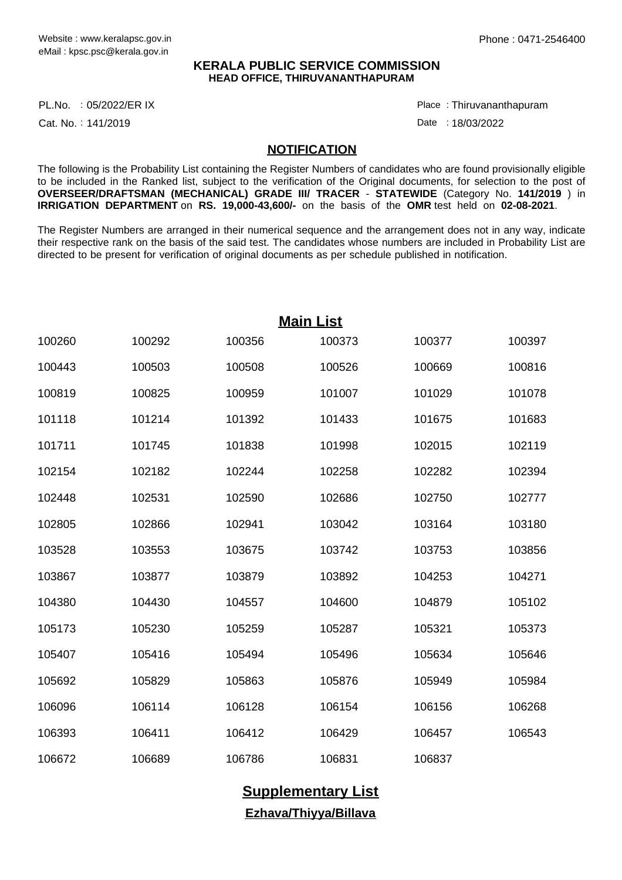Website : www.keralapsc.gov.in
eMail : kpsc.psc@kerala.gov.in

Phone : 0471-2546400

**KERALA PUBLIC SERVICE COMMISSION**
**HEAD OFFICE, THIRUVANANTHAPURAM**

PL.No. : 05/2022/ER IX

Cat. No. : 141/2019

Place : Thiruvananthapuram

Date : 18/03/2022

## NOTIFICATION

The following is the Probability List containing the Register Numbers of candidates who are found provisionally eligible to be included in the Ranked list, subject to the verification of the Original documents, for selection to the post of **OVERSEER/DRAFTSMAN (MECHANICAL) GRADE III/ TRACER** - **STATEWIDE** (Category No. **141/2019** ) in **IRRIGATION DEPARTMENT** on **RS. 19,000-43,600/-** on the basis of the **OMR** test held on **02-08-2021**.

The Register Numbers are arranged in their numerical sequence and the arrangement does not in any way, indicate their respective rank on the basis of the said test. The candidates whose numbers are included in Probability List are directed to be present for verification of original documents as per schedule published in notification.

## Main List

| | | | | | |
|---|---|---|---|---|---|
| 100260 | 100292 | 100356 | 100373 | 100377 | 100397 |
| 100443 | 100503 | 100508 | 100526 | 100669 | 100816 |
| 100819 | 100825 | 100959 | 101007 | 101029 | 101078 |
| 101118 | 101214 | 101392 | 101433 | 101675 | 101683 |
| 101711 | 101745 | 101838 | 101998 | 102015 | 102119 |
| 102154 | 102182 | 102244 | 102258 | 102282 | 102394 |
| 102448 | 102531 | 102590 | 102686 | 102750 | 102777 |
| 102805 | 102866 | 102941 | 103042 | 103164 | 103180 |
| 103528 | 103553 | 103675 | 103742 | 103753 | 103856 |
| 103867 | 103877 | 103879 | 103892 | 104253 | 104271 |
| 104380 | 104430 | 104557 | 104600 | 104879 | 105102 |
| 105173 | 105230 | 105259 | 105287 | 105321 | 105373 |
| 105407 | 105416 | 105494 | 105496 | 105634 | 105646 |
| 105692 | 105829 | 105863 | 105876 | 105949 | 105984 |
| 106096 | 106114 | 106128 | 106154 | 106156 | 106268 |
| 106393 | 106411 | 106412 | 106429 | 106457 | 106543 |
| 106672 | 106689 | 106786 | 106831 | 106837 | |

## Supplementary List

### Ezhava/Thiyya/Billava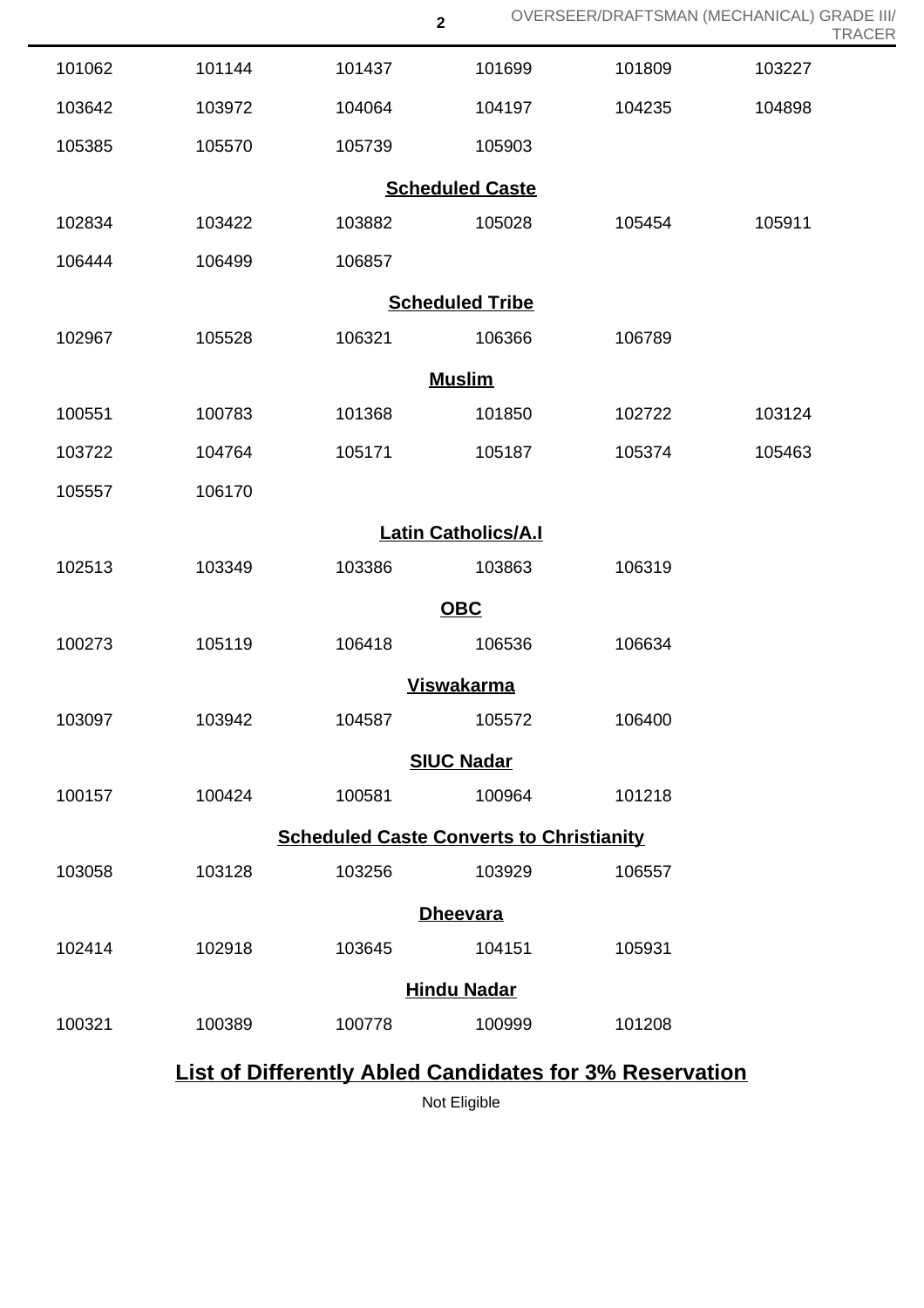| | | | | | |
|---|---|---|---|---|---|
| 101062 | 101144 | 101437 | 101699 | 101809 | 103227 |
| 103642 | 103972 | 104064 | 104197 | 104235 | 104898 |
| 105385 | 105570 | 105739 | 105903 | | |

**Scheduled Caste**

| | | | | | |
|---|---|---|---|---|---|
| 102834 | 103422 | 103882 | 105028 | 105454 | 105911 |
| 106444 | 106499 | 106857 | | | |

**Scheduled Tribe**

| | | | | |
|---|---|---|---|---|
| 102967 | 105528 | 106321 | 106366 | 106789 |

**Muslim**

| | | | | | |
|---|---|---|---|---|---|
| 100551 | 100783 | 101368 | 101850 | 102722 | 103124 |
| 103722 | 104764 | 105171 | 105187 | 105374 | 105463 |
| 105557 | 106170 | | | | |

**Latin Catholics/A.I**

| | | | | |
|---|---|---|---|---|
| 102513 | 103349 | 103386 | 103863 | 106319 |

**OBC**

| | | | | |
|---|---|---|---|---|
| 100273 | 105119 | 106418 | 106536 | 106634 |

**Viswakarma**

| | | | | |
|---|---|---|---|---|
| 103097 | 103942 | 104587 | 105572 | 106400 |

**SIUC Nadar**

| | | | | |
|---|---|---|---|---|
| 100157 | 100424 | 100581 | 100964 | 101218 |

**Scheduled Caste Converts to Christianity**

| | | | | |
|---|---|---|---|---|
| 103058 | 103128 | 103256 | 103929 | 106557 |

**Dheevara**

| | | | | |
|---|---|---|---|---|
| 102414 | 102918 | 103645 | 104151 | 105931 |

**Hindu Nadar**

| | | | | |
|---|---|---|---|---|
| 100321 | 100389 | 100778 | 100999 | 101208 |

## List of Differently Abled Candidates for 3% Reservation

Not Eligible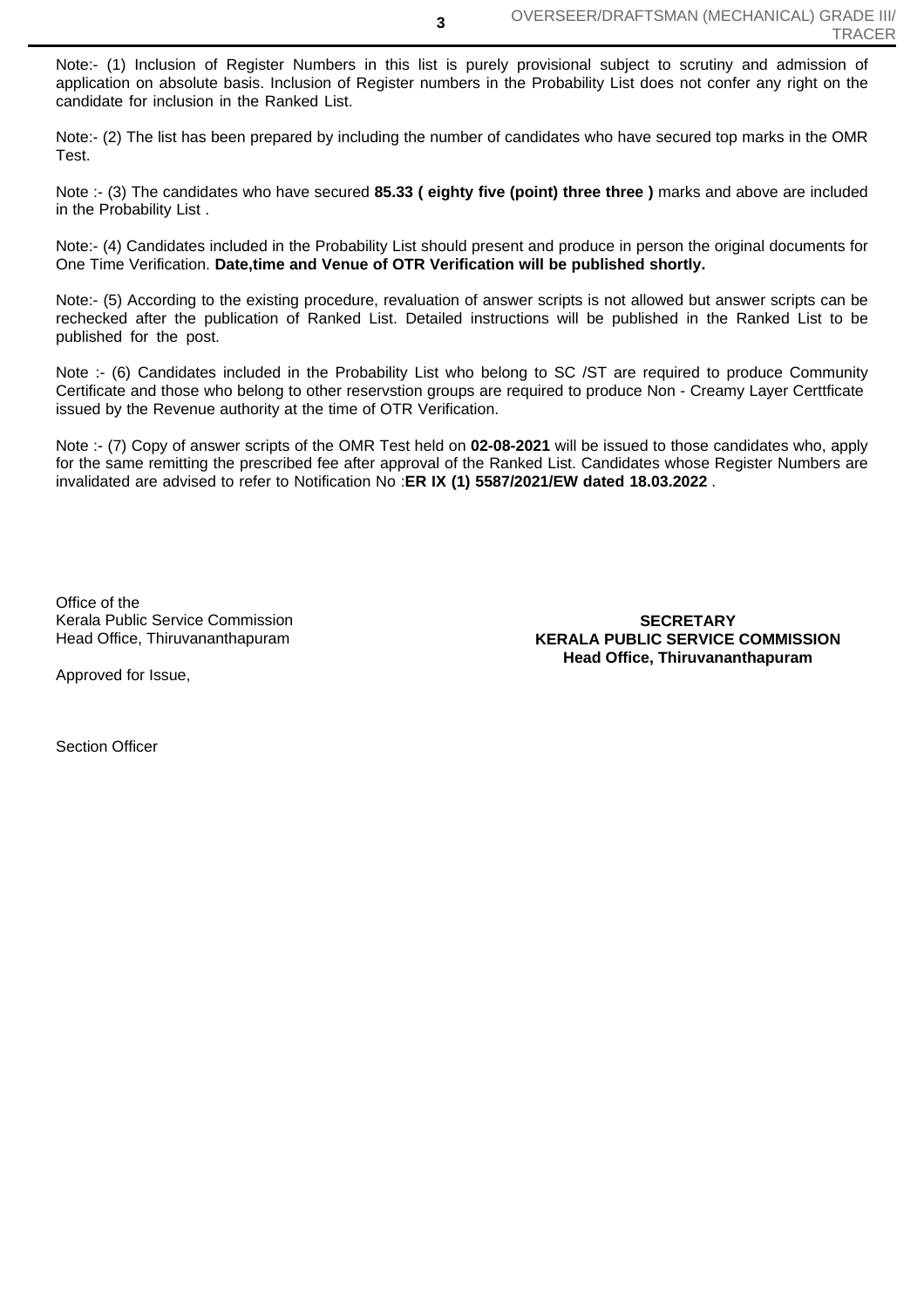Note:- (1) Inclusion of Register Numbers in this list is purely provisional subject to scrutiny and admission of application on absolute basis. Inclusion of Register numbers in the Probability List does not confer any right on the candidate for inclusion in the Ranked List.

Note:- (2) The list has been prepared by including the number of candidates who have secured top marks in the OMR Test.

Note :- (3) The candidates who have secured **85.33 ( eighty five (point) three three )** marks and above are included in the Probability List .

Note:- (4) Candidates included in the Probability List should present and produce in person the original documents for One Time Verification. **Date,time and Venue of OTR Verification will be published shortly.**

Note:- (5) According to the existing procedure, revaluation of answer scripts is not allowed but answer scripts can be rechecked after the publication of Ranked List. Detailed instructions will be published in the Ranked List to be published for the post.

Note :- (6) Candidates included in the Probability List who belong to SC /ST are required to produce Community Certificate and those who belong to other reservstion groups are required to produce Non - Creamy Layer Certtficate issued by the Revenue authority at the time of OTR Verification.

Note :- (7) Copy of answer scripts of the OMR Test held on **02-08-2021** will be issued to those candidates who, apply for the same remitting the prescribed fee after approval of the Ranked List. Candidates whose Register Numbers are invalidated are advised to refer to Notification No :**ER IX (1) 5587/2021/EW dated 18.03.2022** .

Office of the
Kerala Public Service Commission
Head Office, Thiruvananthapuram

**SECRETARY**
**KERALA PUBLIC SERVICE COMMISSION**
**Head Office, Thiruvananthapuram**

Approved for Issue,

Section Officer